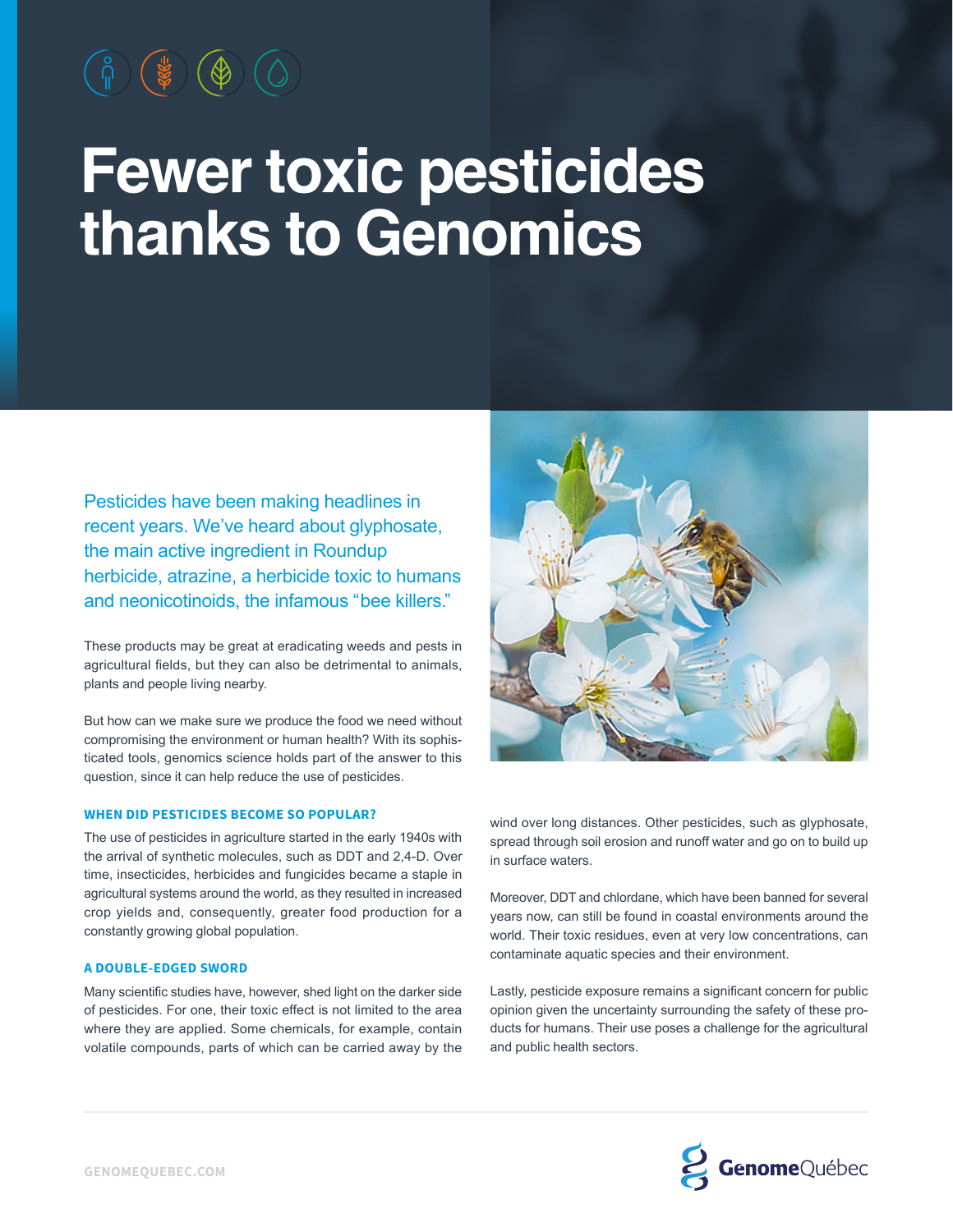# Fewer toxic pesticides thanks to Genomics

Pesticides have been making headlines in recent years. We've heard about glyphosate, the main active ingredient in Roundup herbicide, atrazine, a herbicide toxic to humans and neonicotinoids, the infamous "bee killers."

These products may be great at eradicating weeds and pests in agricultural fields, but they can also be detrimental to animals, plants and people living nearby.

But how can we make sure we produce the food we need without compromising the environment or human health? With its sophisticated tools, genomics science holds part of the answer to this question, since it can help reduce the use of pesticides.

## WHEN DID PESTICIDES BECOME SO POPULAR?

The use of pesticides in agriculture started in the early 1940s with the arrival of synthetic molecules, such as DDT and 2,4-D. Over time, insecticides, herbicides and fungicides became a staple in agricultural systems around the world, as they resulted in increased crop yields and, consequently, greater food production for a constantly growing global population.

## A DOUBLE-EDGED SWORD

Many scientific studies have, however, shed light on the darker side of pesticides. For one, their toxic effect is not limited to the area where they are applied. Some chemicals, for example, contain volatile compounds, parts of which can be carried away by the wind over long distances. Other pesticides, such as glyphosate, spread through soil erosion and runoff water and go on to build up in surface waters.

Moreover, DDT and chlordane, which have been banned for several years now, can still be found in coastal environments around the world. Their toxic residues, even at very low concentrations, can contaminate aquatic species and their environment.

Lastly, pesticide exposure remains a significant concern for public opinion given the uncertainty surrounding the safety of these products for humans. Their use poses a challenge for the agricultural and public health sectors.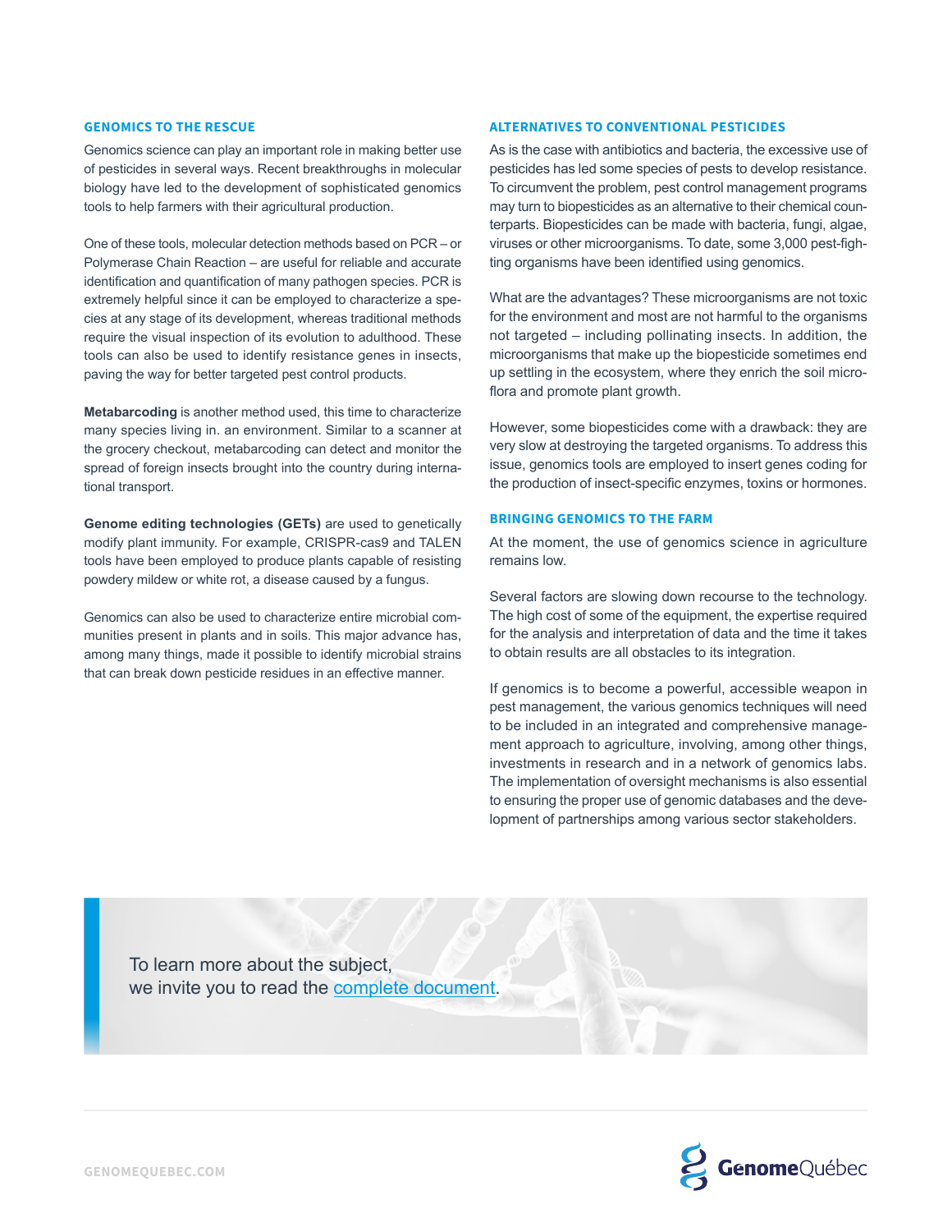## GENOMICS TO THE RESCUE

Genomics science can play an important role in making better use of pesticides in several ways. Recent breakthroughs in molecular biology have led to the development of sophisticated genomics tools to help farmers with their agricultural production.

One of these tools, molecular detection methods based on PCR – or Polymerase Chain Reaction – are useful for reliable and accurate identification and quantification of many pathogen species. PCR is extremely helpful since it can be employed to characterize a species at any stage of its development, whereas traditional methods require the visual inspection of its evolution to adulthood. These tools can also be used to identify resistance genes in insects, paving the way for better targeted pest control products.

**Metabarcoding** is another method used, this time to characterize many species living in. an environment. Similar to a scanner at the grocery checkout, metabarcoding can detect and monitor the spread of foreign insects brought into the country during international transport.

**Genome editing technologies (GETs)** are used to genetically modify plant immunity. For example, CRISPR-cas9 and TALEN tools have been employed to produce plants capable of resisting powdery mildew or white rot, a disease caused by a fungus.

Genomics can also be used to characterize entire microbial communities present in plants and in soils. This major advance has, among many things, made it possible to identify microbial strains that can break down pesticide residues in an effective manner.

## ALTERNATIVES TO CONVENTIONAL PESTICIDES

As is the case with antibiotics and bacteria, the excessive use of pesticides has led some species of pests to develop resistance. To circumvent the problem, pest control management programs may turn to biopesticides as an alternative to their chemical counterparts. Biopesticides can be made with bacteria, fungi, algae, viruses or other microorganisms. To date, some 3,000 pest-fighting organisms have been identified using genomics.

What are the advantages? These microorganisms are not toxic for the environment and most are not harmful to the organisms not targeted – including pollinating insects. In addition, the microorganisms that make up the biopesticide sometimes end up settling in the ecosystem, where they enrich the soil microflora and promote plant growth.

However, some biopesticides come with a drawback: they are very slow at destroying the targeted organisms. To address this issue, genomics tools are employed to insert genes coding for the production of insect-specific enzymes, toxins or hormones.

## BRINGING GENOMICS TO THE FARM

At the moment, the use of genomics science in agriculture remains low.

Several factors are slowing down recourse to the technology. The high cost of some of the equipment, the expertise required for the analysis and interpretation of data and the time it takes to obtain results are all obstacles to its integration.

If genomics is to become a powerful, accessible weapon in pest management, the various genomics techniques will need to be included in an integrated and comprehensive management approach to agriculture, involving, among other things, investments in research and in a network of genomics labs. The implementation of oversight mechanisms is also essential to ensuring the proper use of genomic databases and the development of partnerships among various sector stakeholders.

To learn more about the subject,
we invite you to read the complete document.